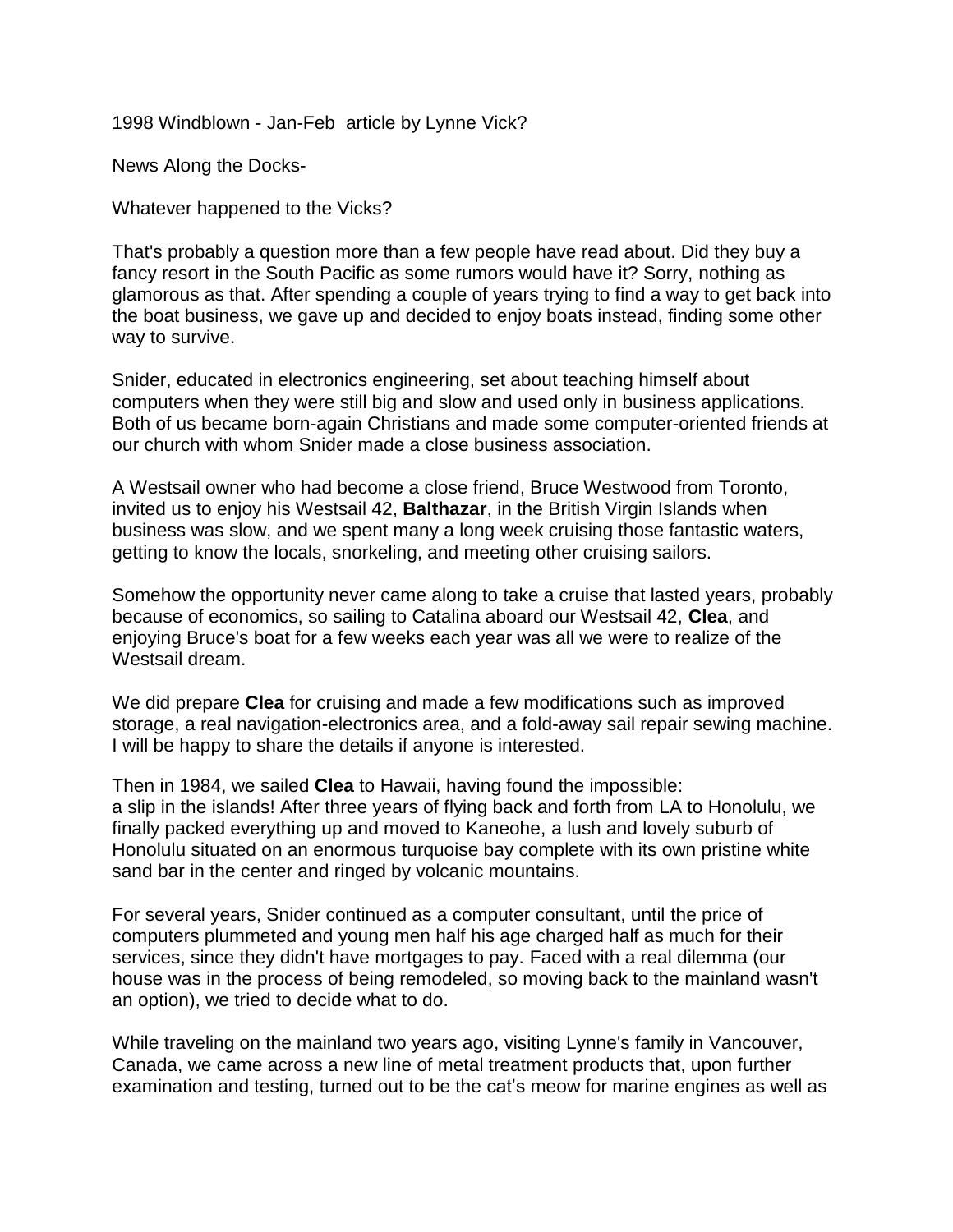1998 Windblown - Jan-Feb article by Lynne Vick?

News Along the Docks-

Whatever happened to the Vicks?

That's probably a question more than a few people have read about. Did they buy a fancy resort in the South Pacific as some rumors would have it? Sorry, nothing as glamorous as that. After spending a couple of years trying to find a way to get back into the boat business, we gave up and decided to enjoy boats instead, finding some other way to survive.

Snider, educated in electronics engineering, set about teaching himself about computers when they were still big and slow and used only in business applications. Both of us became born-again Christians and made some computer-oriented friends at our church with whom Snider made a close business association.

A Westsail owner who had become a close friend, Bruce Westwood from Toronto, invited us to enjoy his Westsail 42, **Balthazar**, in the British Virgin Islands when business was slow, and we spent many a long week cruising those fantastic waters, getting to know the locals, snorkeling, and meeting other cruising sailors.

Somehow the opportunity never came along to take a cruise that lasted years, probably because of economics, so sailing to Catalina aboard our Westsail 42, **Clea**, and enjoying Bruce's boat for a few weeks each year was all we were to realize of the Westsail dream.

We did prepare **Clea** for cruising and made a few modifications such as improved storage, a real navigation-electronics area, and a fold-away sail repair sewing machine. I will be happy to share the details if anyone is interested.

Then in 1984, we sailed **Clea** to Hawaii, having found the impossible: a slip in the islands! After three years of flying back and forth from LA to Honolulu, we finally packed everything up and moved to Kaneohe, a lush and lovely suburb of Honolulu situated on an enormous turquoise bay complete with its own pristine white sand bar in the center and ringed by volcanic mountains.

For several years, Snider continued as a computer consultant, until the price of computers plummeted and young men half his age charged half as much for their services, since they didn't have mortgages to pay. Faced with a real dilemma (our house was in the process of being remodeled, so moving back to the mainland wasn't an option), we tried to decide what to do.

While traveling on the mainland two years ago, visiting Lynne's family in Vancouver, Canada, we came across a new line of metal treatment products that, upon further examination and testing, turned out to be the cat's meow for marine engines as well as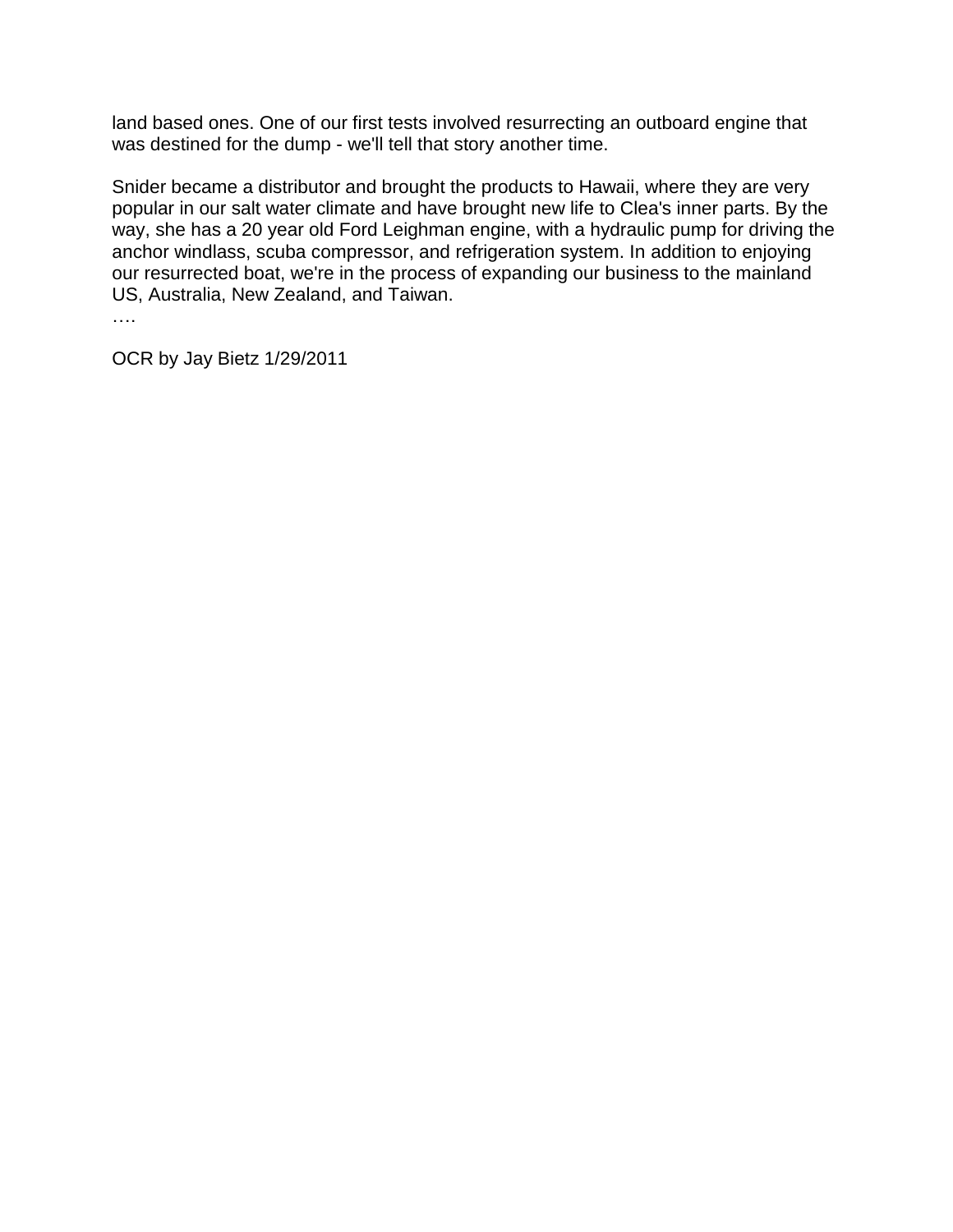land based ones. One of our first tests involved resurrecting an outboard engine that was destined for the dump - we'll tell that story another time.

Snider became a distributor and brought the products to Hawaii, where they are very popular in our salt water climate and have brought new life to Clea's inner parts. By the way, she has a 20 year old Ford Leighman engine, with a hydraulic pump for driving the anchor windlass, scuba compressor, and refrigeration system. In addition to enjoying our resurrected boat, we're in the process of expanding our business to the mainland US, Australia, New Zealand, and Taiwan.

….

OCR by Jay Bietz 1/29/2011